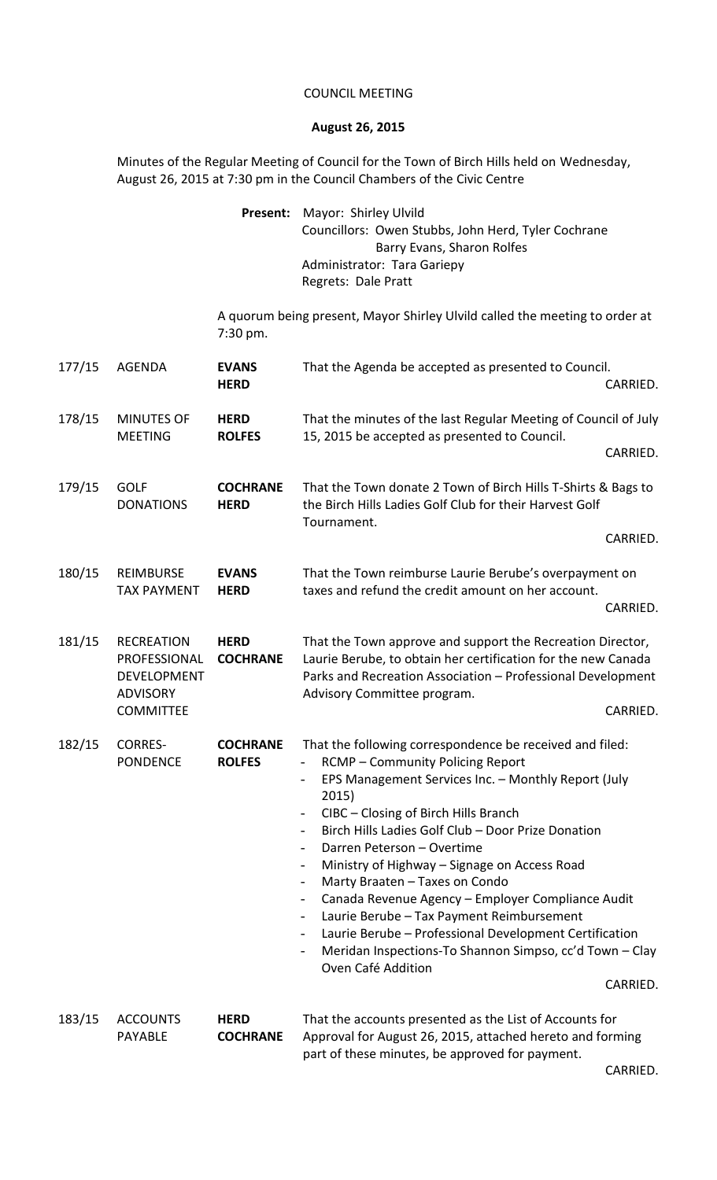# COUNCIL MEETING

## August 26, 2015

Minutes of the Regular Meeting of Council for the Town of Birch Hills held on Wednesday, August 26, 2015 at 7:30 pm in the Council Chambers of the Civic Centre

**Present:** Mayor: Shirley Ulvild
Councillors: Owen Stubbs, John Herd, Tyler Cochrane
Barry Evans, Sharon Rolfes
Administrator: Tara Gariepy
Regrets: Dale Pratt

A quorum being present, Mayor Shirley Ulvild called the meeting to order at 7:30 pm.

| | | | |
|---|---|---|---|
| 177/15 | AGENDA | **EVANS**<br>**HERD** | That the Agenda be accepted as presented to Council.<br>CARRIED. |
| 178/15 | MINUTES OF MEETING | **HERD**<br>**ROLFES** | That the minutes of the last Regular Meeting of Council of July 15, 2015 be accepted as presented to Council.<br>CARRIED. |
| 179/15 | GOLF DONATIONS | **COCHRANE**<br>**HERD** | That the Town donate 2 Town of Birch Hills T-Shirts & Bags to the Birch Hills Ladies Golf Club for their Harvest Golf Tournament.<br>CARRIED. |
| 180/15 | REIMBURSE TAX PAYMENT | **EVANS**<br>**HERD** | That the Town reimburse Laurie Berube's overpayment on taxes and refund the credit amount on her account.<br>CARRIED. |
| 181/15 | RECREATION PROFESSIONAL DEVELOPMENT ADVISORY COMMITTEE | **HERD**<br>**COCHRANE** | That the Town approve and support the Recreation Director, Laurie Berube, to obtain her certification for the new Canada Parks and Recreation Association – Professional Development Advisory Committee program.<br>CARRIED. |
| 182/15 | CORRES-PONDENCE | **COCHRANE**<br>**ROLFES** | That the following correspondence be received and filed:<br>- RCMP – Community Policing Report<br>- EPS Management Services Inc. – Monthly Report (July 2015)<br>- CIBC – Closing of Birch Hills Branch<br>- Birch Hills Ladies Golf Club – Door Prize Donation<br>- Darren Peterson – Overtime<br>- Ministry of Highway – Signage on Access Road<br>- Marty Braaten – Taxes on Condo<br>- Canada Revenue Agency – Employer Compliance Audit<br>- Laurie Berube – Tax Payment Reimbursement<br>- Laurie Berube – Professional Development Certification<br>- Meridan Inspections-To Shannon Simpso, cc'd Town – Clay Oven Café Addition<br>CARRIED. |
| 183/15 | ACCOUNTS PAYABLE | **HERD**<br>**COCHRANE** | That the accounts presented as the List of Accounts for Approval for August 26, 2015, attached hereto and forming part of these minutes, be approved for payment.<br>CARRIED. |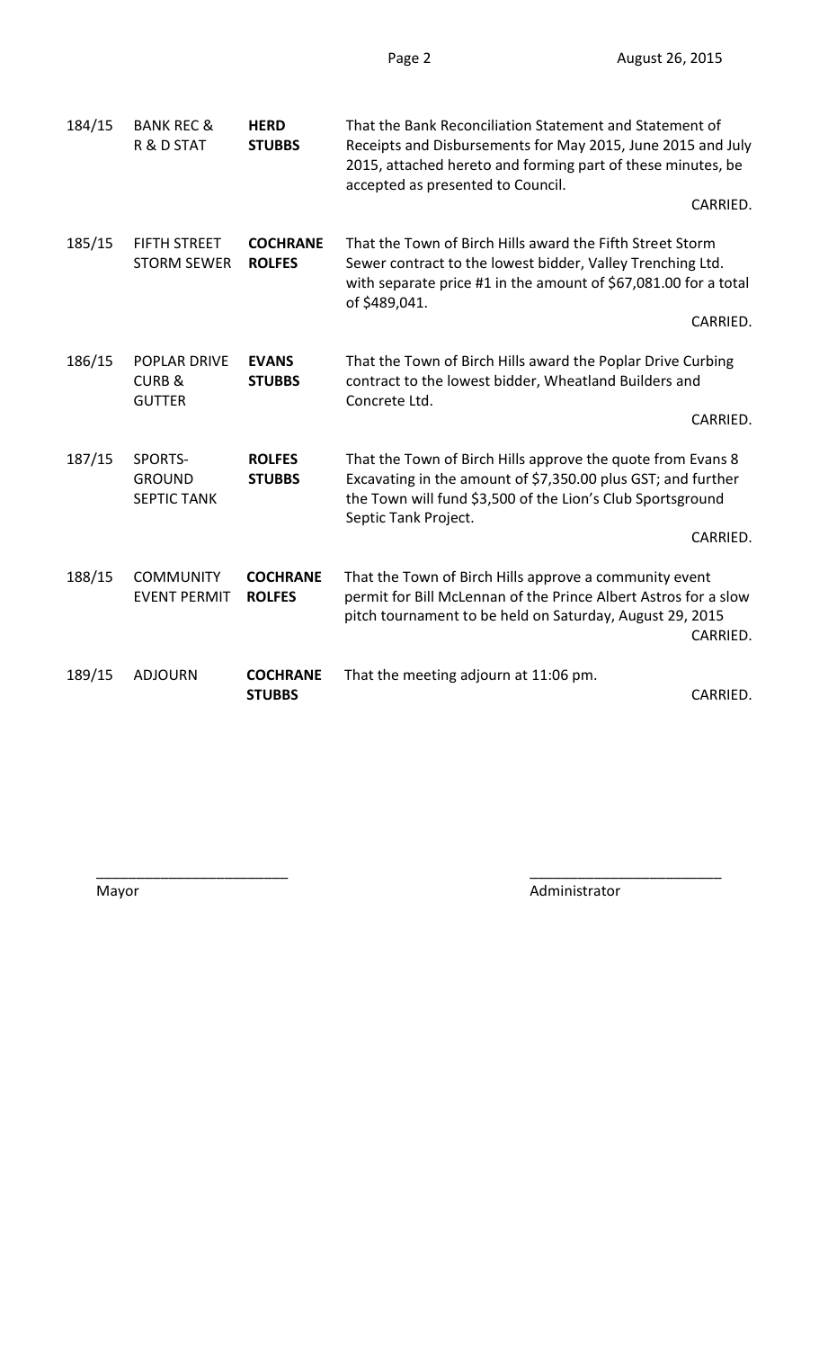| | | | |
|---|---|---|---|
| 184/15 | BANK REC & R & D STAT | **HERD** **STUBBS** | That the Bank Reconciliation Statement and Statement of Receipts and Disbursements for May 2015, June 2015 and July 2015, attached hereto and forming part of these minutes, be accepted as presented to Council. CARRIED. |
| 185/15 | FIFTH STREET STORM SEWER | **COCHRANE** **ROLFES** | That the Town of Birch Hills award the Fifth Street Storm Sewer contract to the lowest bidder, Valley Trenching Ltd. with separate price #1 in the amount of $67,081.00 for a total of $489,041. CARRIED. |
| 186/15 | POPLAR DRIVE CURB & GUTTER | **EVANS** **STUBBS** | That the Town of Birch Hills award the Poplar Drive Curbing contract to the lowest bidder, Wheatland Builders and Concrete Ltd. CARRIED. |
| 187/15 | SPORTS-GROUND SEPTIC TANK | **ROLFES** **STUBBS** | That the Town of Birch Hills approve the quote from Evans 8 Excavating in the amount of $7,350.00 plus GST; and further the Town will fund $3,500 of the Lion's Club Sportsground Septic Tank Project. CARRIED. |
| 188/15 | COMMUNITY EVENT PERMIT | **COCHRANE** **ROLFES** | That the Town of Birch Hills approve a community event permit for Bill McLennan of the Prince Albert Astros for a slow pitch tournament to be held on Saturday, August 29, 2015 CARRIED. |
| 189/15 | ADJOURN | **COCHRANE** **STUBBS** | That the meeting adjourn at 11:06 pm. CARRIED. |

\_\_\_\_\_\_\_\_\_\_\_\_\_\_\_\_\_\_\_\_\_\_\_\_ \_\_\_\_\_\_\_\_\_\_\_\_\_\_\_\_\_\_\_\_\_\_\_\_

Mayor Administrator